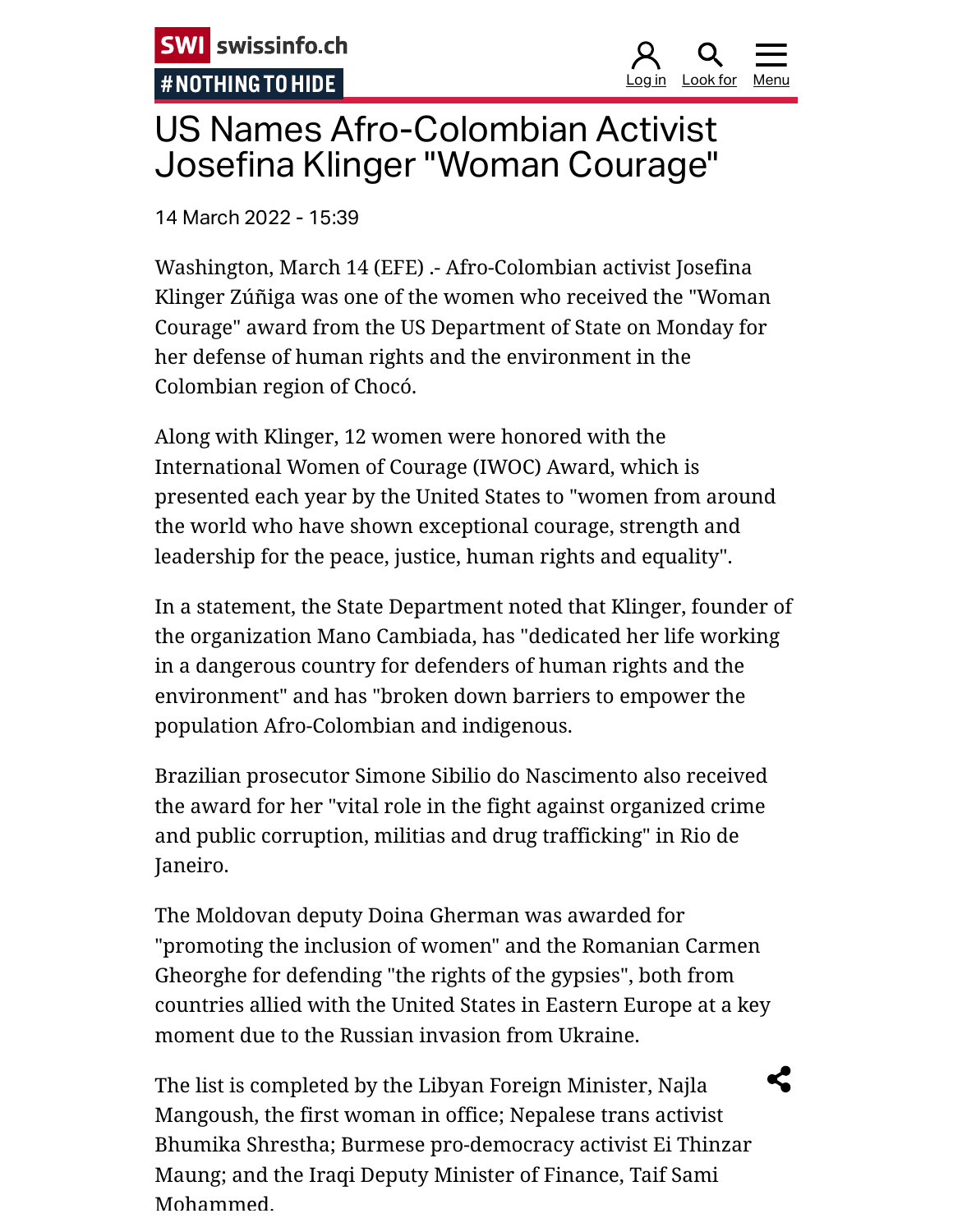# US Names Afro-Colombian Activist Josefina Klinger "Woman Courage"

14 March 2022 - 15:39

Washington, March 14 (EFE) .- Afro-Colombian activist Josefina Klinger Zúñiga was one of the women who received the "Woman Courage" award from the US Department of State on Monday for her defense of human rights and the environment in the Colombian region of Chocó.

Along with Klinger, 12 women were honored with the International Women of Courage (IWOC) Award, which is presented each year by the United States to "women from around the world who have shown exceptional courage, strength and leadership for the peace, justice, human rights and equality".

In a statement, the State Department noted that Klinger, founder of the organization Mano Cambiada, has "dedicated her life working in a dangerous country for defenders of human rights and the environment" and has "broken down barriers to empower the population Afro-Colombian and indigenous.

Brazilian prosecutor Simone Sibilio do Nascimento also received the award for her "vital role in the fight against organized crime and public corruption, militias and drug trafficking" in Rio de Janeiro.

The Moldovan deputy Doina Gherman was awarded for "promoting the inclusion of women" and the Romanian Carmen Gheorghe for defending "the rights of the gypsies", both from countries allied with the United States in Eastern Europe at a key moment due to the Russian invasion from Ukraine.

The list is completed by the Libyan Foreign Minister, Najla Mangoush, the first woman in office; Nepalese trans activist Bhumika Shrestha; Burmese pro-democracy activist Ei Thinzar Maung; and the Iraqi Deputy Minister of Finance, Taif Sami Mohammed.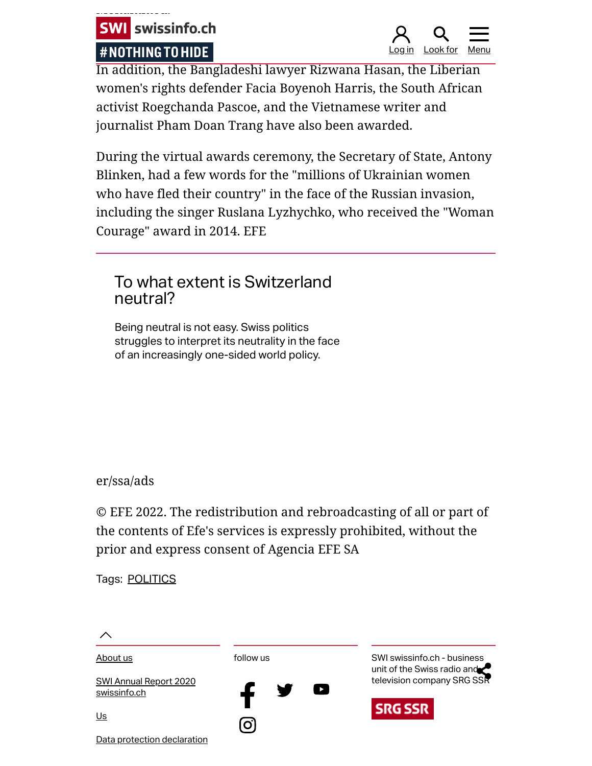In addition, the Bangladeshi lawyer Rizwana Hasan, the Liberian women's rights defender Facia Boyenoh Harris, the South African activist Roegchanda Pascoe, and the Vietnamese writer and journalist Pham Doan Trang have also been awarded.

During the virtual awards ceremony, the Secretary of State, Antony Blinken, had a few words for the "millions of Ukrainian women who have fled their country" in the face of the Russian invasion, including the singer Ruslana Lyzhychko, who received the "Woman Courage" award in 2014. EFE

## To what extent is Switzerland neutral?

Being neutral is not easy. Swiss politics struggles to interpret its neutrality in the face of an increasingly one-sided world policy.

er/ssa/ads

© EFE 2022. The redistribution and rebroadcasting of all or part of the contents of Efe's services is expressly prohibited, without the prior and express consent of Agencia EFE SA

Tags: POLITICS

About us

SWI Annual Report 2020 swissinfo.ch

Us

Data protection declaration

follow us

SWI swissinfo.ch - business unit of the Swiss radio and television company SRG SSR

SRG SSR